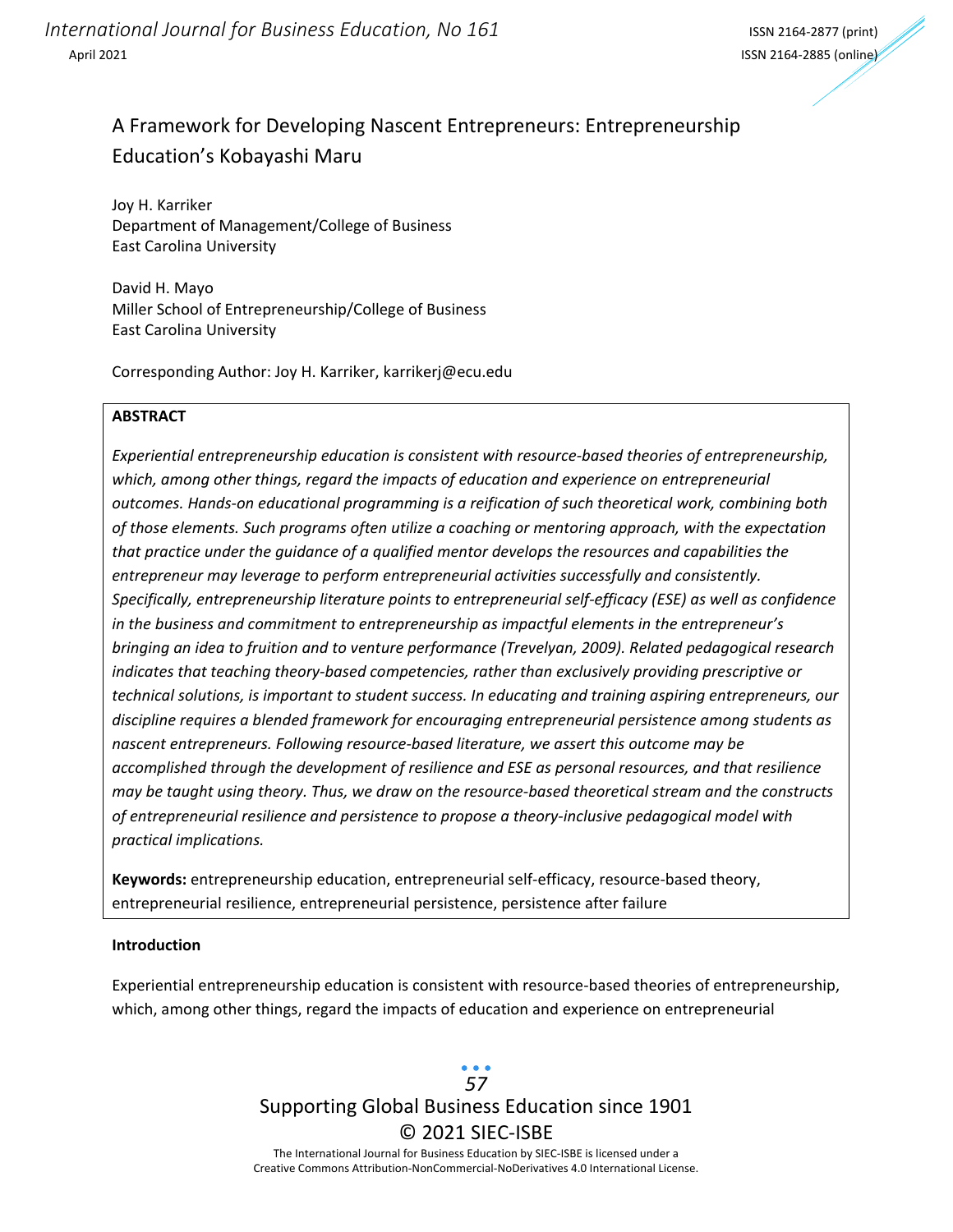# A Framework for Developing Nascent Entrepreneurs: Entrepreneurship Education's Kobayashi Maru

Joy H. Karriker
Department of Management/College of Business
East Carolina University

David H. Mayo
Miller School of Entrepreneurship/College of Business
East Carolina University

Corresponding Author: Joy H. Karriker, karrikerj@ecu.edu

## ABSTRACT

*Experiential entrepreneurship education is consistent with resource-based theories of entrepreneurship, which, among other things, regard the impacts of education and experience on entrepreneurial outcomes. Hands-on educational programming is a reification of such theoretical work, combining both of those elements. Such programs often utilize a coaching or mentoring approach, with the expectation that practice under the guidance of a qualified mentor develops the resources and capabilities the entrepreneur may leverage to perform entrepreneurial activities successfully and consistently. Specifically, entrepreneurship literature points to entrepreneurial self-efficacy (ESE) as well as confidence in the business and commitment to entrepreneurship as impactful elements in the entrepreneur's bringing an idea to fruition and to venture performance (Trevelyan, 2009). Related pedagogical research indicates that teaching theory-based competencies, rather than exclusively providing prescriptive or technical solutions, is important to student success. In educating and training aspiring entrepreneurs, our discipline requires a blended framework for encouraging entrepreneurial persistence among students as nascent entrepreneurs. Following resource-based literature, we assert this outcome may be accomplished through the development of resilience and ESE as personal resources, and that resilience may be taught using theory. Thus, we draw on the resource-based theoretical stream and the constructs of entrepreneurial resilience and persistence to propose a theory-inclusive pedagogical model with practical implications.*

**Keywords:** entrepreneurship education, entrepreneurial self-efficacy, resource-based theory, entrepreneurial resilience, entrepreneurial persistence, persistence after failure

## Introduction

Experiential entrepreneurship education is consistent with resource-based theories of entrepreneurship, which, among other things, regard the impacts of education and experience on entrepreneurial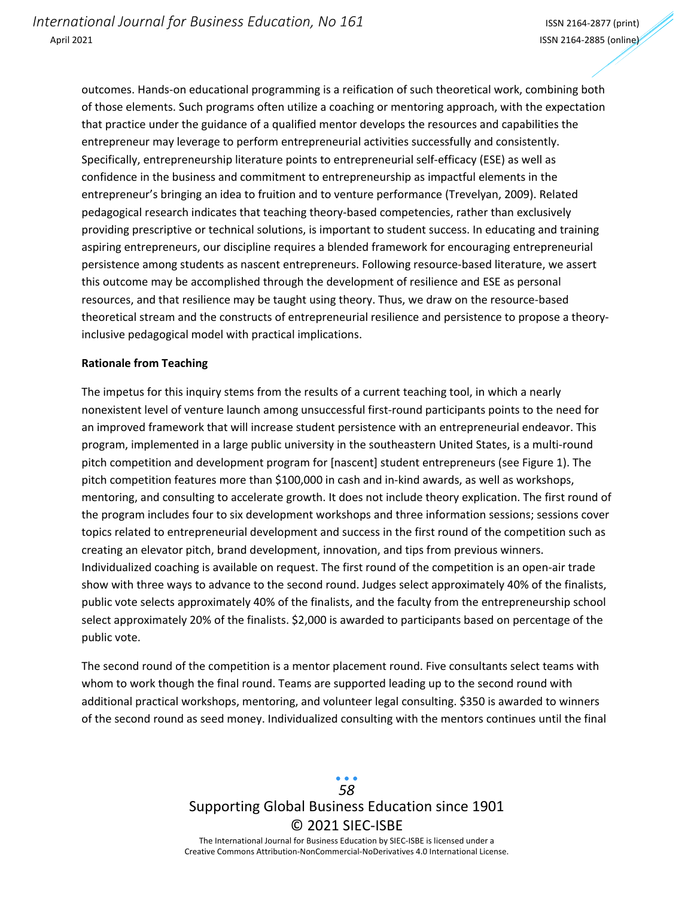outcomes. Hands-on educational programming is a reification of such theoretical work, combining both of those elements. Such programs often utilize a coaching or mentoring approach, with the expectation that practice under the guidance of a qualified mentor develops the resources and capabilities the entrepreneur may leverage to perform entrepreneurial activities successfully and consistently. Specifically, entrepreneurship literature points to entrepreneurial self-efficacy (ESE) as well as confidence in the business and commitment to entrepreneurship as impactful elements in the entrepreneur's bringing an idea to fruition and to venture performance (Trevelyan, 2009). Related pedagogical research indicates that teaching theory-based competencies, rather than exclusively providing prescriptive or technical solutions, is important to student success. In educating and training aspiring entrepreneurs, our discipline requires a blended framework for encouraging entrepreneurial persistence among students as nascent entrepreneurs. Following resource-based literature, we assert this outcome may be accomplished through the development of resilience and ESE as personal resources, and that resilience may be taught using theory. Thus, we draw on the resource-based theoretical stream and the constructs of entrepreneurial resilience and persistence to propose a theory-inclusive pedagogical model with practical implications.

**Rationale from Teaching**

The impetus for this inquiry stems from the results of a current teaching tool, in which a nearly nonexistent level of venture launch among unsuccessful first-round participants points to the need for an improved framework that will increase student persistence with an entrepreneurial endeavor. This program, implemented in a large public university in the southeastern United States, is a multi-round pitch competition and development program for [nascent] student entrepreneurs (see Figure 1). The pitch competition features more than $100,000 in cash and in-kind awards, as well as workshops, mentoring, and consulting to accelerate growth. It does not include theory explication. The first round of the program includes four to six development workshops and three information sessions; sessions cover topics related to entrepreneurial development and success in the first round of the competition such as creating an elevator pitch, brand development, innovation, and tips from previous winners. Individualized coaching is available on request. The first round of the competition is an open-air trade show with three ways to advance to the second round. Judges select approximately 40% of the finalists, public vote selects approximately 40% of the finalists, and the faculty from the entrepreneurship school select approximately 20% of the finalists. $2,000 is awarded to participants based on percentage of the public vote.

The second round of the competition is a mentor placement round. Five consultants select teams with whom to work though the final round. Teams are supported leading up to the second round with additional practical workshops, mentoring, and volunteer legal consulting. $350 is awarded to winners of the second round as seed money. Individualized consulting with the mentors continues until the final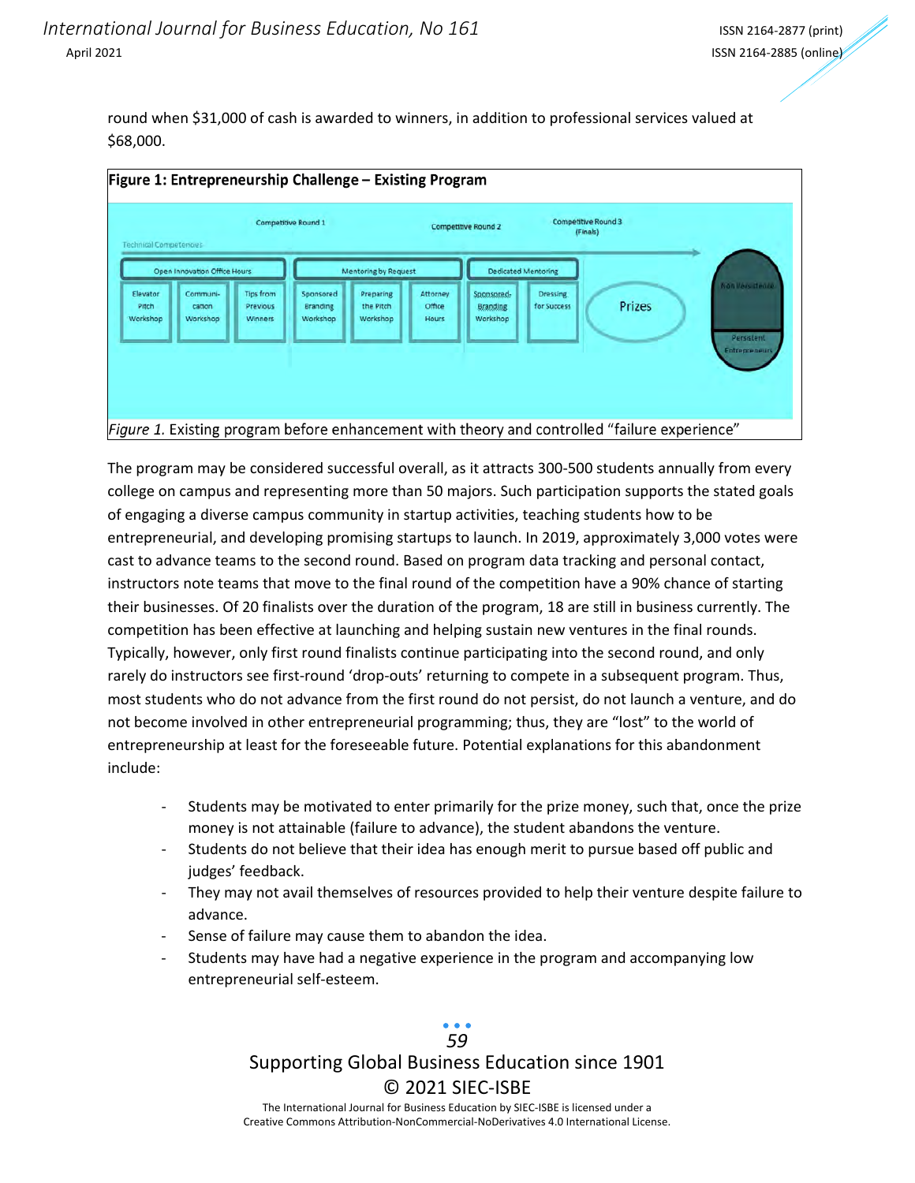round when $31,000 of cash is awarded to winners, in addition to professional services valued at $68,000.

**Figure 1: Entrepreneurship Challenge – Existing Program**

Competitive Round 1

Competitive Round 2

Competitive Round 3 (Finals)

Technical Competencies

Open Innovation Office Hours

Mentoring by Request

Dedicated Mentoring

Elevator Pitch Workshop

Communi-cation Workshop

Tips from Previous Winners

Sponsored Branding Workshop

Preparing the Pitch Workshop

Attorney Office Hours

Sponsored-Branding Workshop

Dressing for Success

Prizes

Non Persistence

Persistent Entrepreneurs

*Figure 1.* Existing program before enhancement with theory and controlled "failure experience"

The program may be considered successful overall, as it attracts 300-500 students annually from every college on campus and representing more than 50 majors. Such participation supports the stated goals of engaging a diverse campus community in startup activities, teaching students how to be entrepreneurial, and developing promising startups to launch. In 2019, approximately 3,000 votes were cast to advance teams to the second round. Based on program data tracking and personal contact, instructors note teams that move to the final round of the competition have a 90% chance of starting their businesses. Of 20 finalists over the duration of the program, 18 are still in business currently. The competition has been effective at launching and helping sustain new ventures in the final rounds. Typically, however, only first round finalists continue participating into the second round, and only rarely do instructors see first-round 'drop-outs' returning to compete in a subsequent program. Thus, most students who do not advance from the first round do not persist, do not launch a venture, and do not become involved in other entrepreneurial programming; thus, they are "lost" to the world of entrepreneurship at least for the foreseeable future. Potential explanations for this abandonment include:

- Students may be motivated to enter primarily for the prize money, such that, once the prize money is not attainable (failure to advance), the student abandons the venture.
- Students do not believe that their idea has enough merit to pursue based off public and judges' feedback.
- They may not avail themselves of resources provided to help their venture despite failure to advance.
- Sense of failure may cause them to abandon the idea.
- Students may have had a negative experience in the program and accompanying low entrepreneurial self-esteem.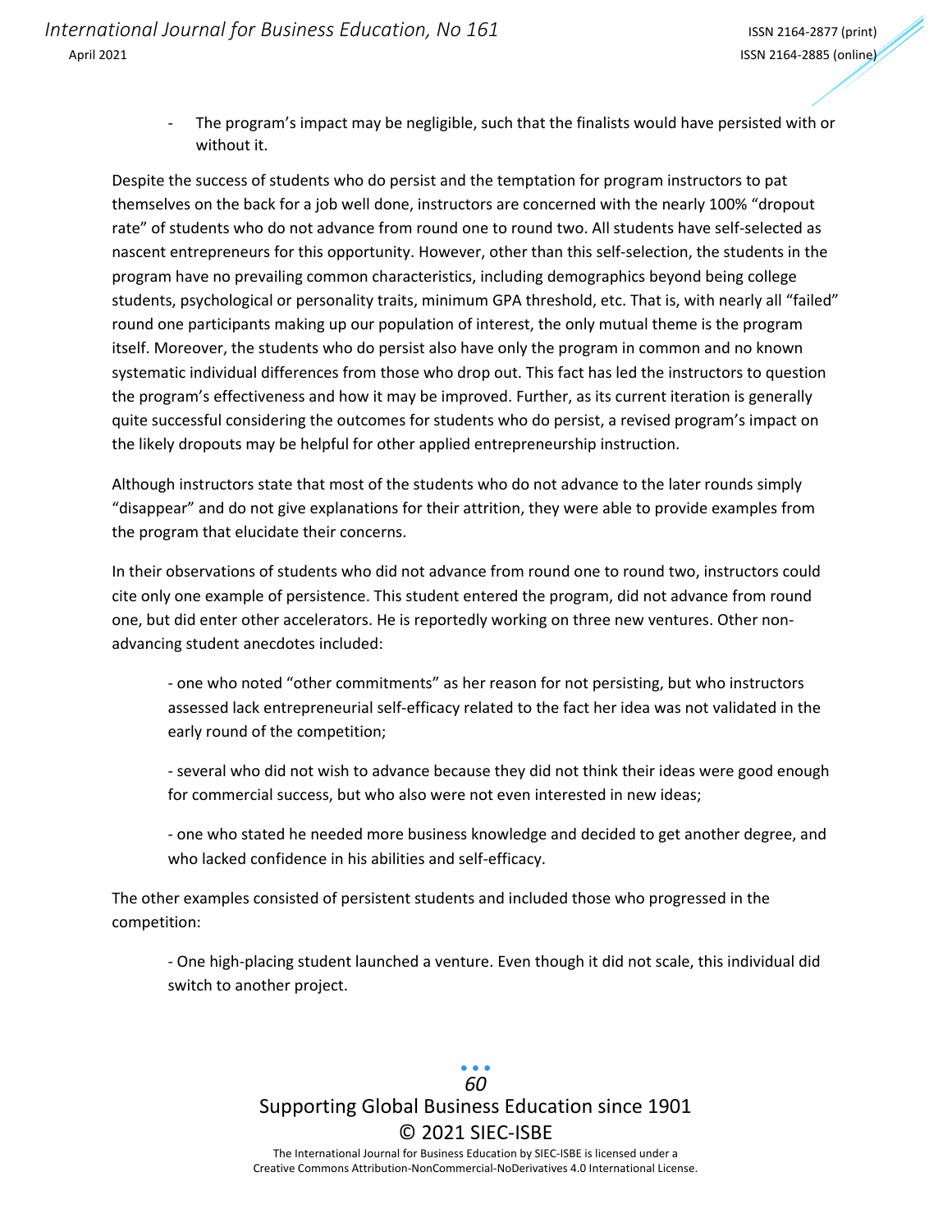- The program's impact may be negligible, such that the finalists would have persisted with or without it.

Despite the success of students who do persist and the temptation for program instructors to pat themselves on the back for a job well done, instructors are concerned with the nearly 100% "dropout rate" of students who do not advance from round one to round two. All students have self-selected as nascent entrepreneurs for this opportunity. However, other than this self-selection, the students in the program have no prevailing common characteristics, including demographics beyond being college students, psychological or personality traits, minimum GPA threshold, etc. That is, with nearly all "failed" round one participants making up our population of interest, the only mutual theme is the program itself. Moreover, the students who do persist also have only the program in common and no known systematic individual differences from those who drop out. This fact has led the instructors to question the program's effectiveness and how it may be improved. Further, as its current iteration is generally quite successful considering the outcomes for students who do persist, a revised program's impact on the likely dropouts may be helpful for other applied entrepreneurship instruction.

Although instructors state that most of the students who do not advance to the later rounds simply "disappear" and do not give explanations for their attrition, they were able to provide examples from the program that elucidate their concerns.

In their observations of students who did not advance from round one to round two, instructors could cite only one example of persistence. This student entered the program, did not advance from round one, but did enter other accelerators. He is reportedly working on three new ventures. Other non-advancing student anecdotes included:

- one who noted "other commitments" as her reason for not persisting, but who instructors assessed lack entrepreneurial self-efficacy related to the fact her idea was not validated in the early round of the competition;

- several who did not wish to advance because they did not think their ideas were good enough for commercial success, but who also were not even interested in new ideas;

- one who stated he needed more business knowledge and decided to get another degree, and who lacked confidence in his abilities and self-efficacy.

The other examples consisted of persistent students and included those who progressed in the competition:

- One high-placing student launched a venture. Even though it did not scale, this individual did switch to another project.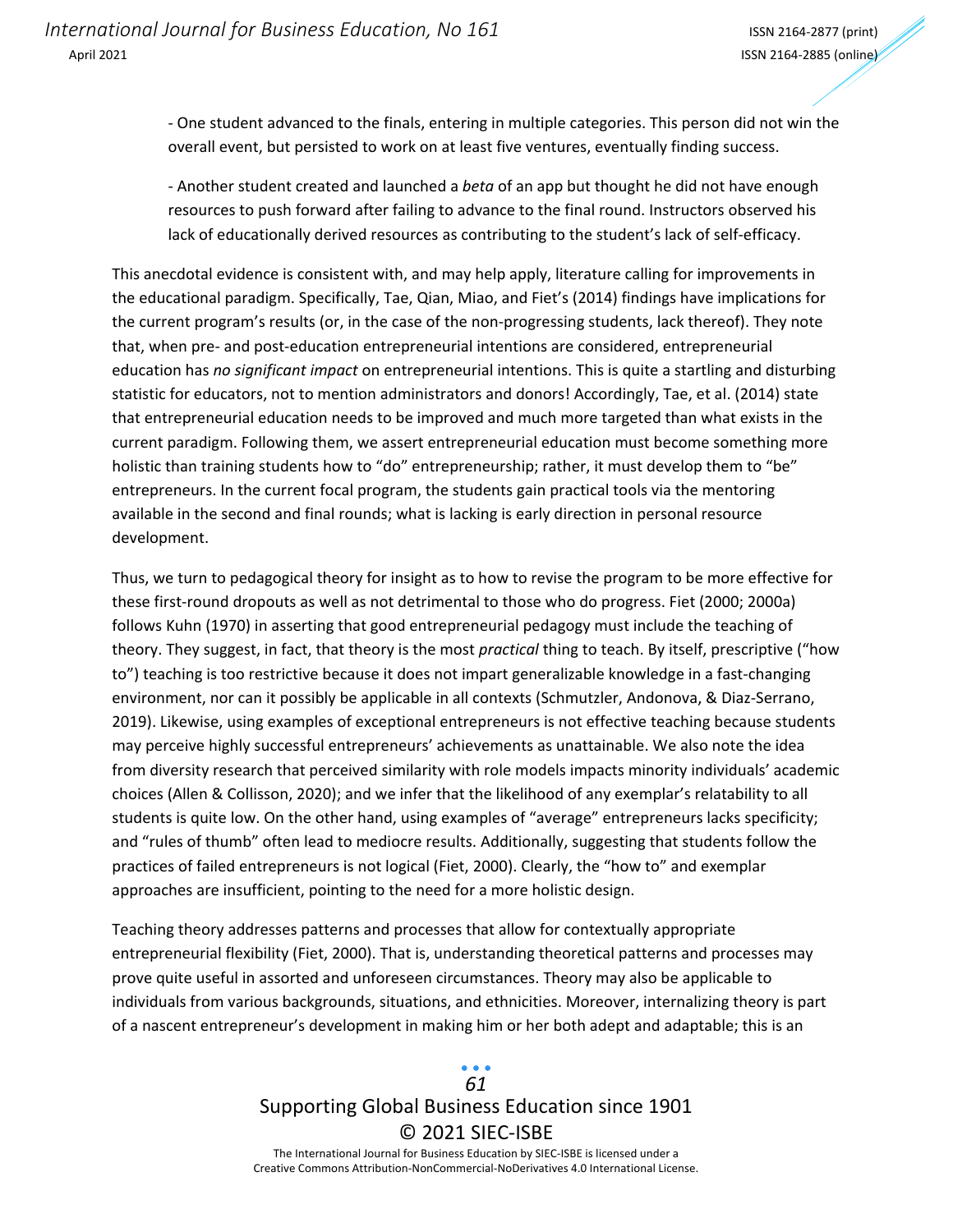- One student advanced to the finals, entering in multiple categories. This person did not win the overall event, but persisted to work on at least five ventures, eventually finding success.

- Another student created and launched a *beta* of an app but thought he did not have enough resources to push forward after failing to advance to the final round. Instructors observed his lack of educationally derived resources as contributing to the student's lack of self-efficacy.

This anecdotal evidence is consistent with, and may help apply, literature calling for improvements in the educational paradigm. Specifically, Tae, Qian, Miao, and Fiet's (2014) findings have implications for the current program's results (or, in the case of the non-progressing students, lack thereof). They note that, when pre- and post-education entrepreneurial intentions are considered, entrepreneurial education has *no significant impact* on entrepreneurial intentions. This is quite a startling and disturbing statistic for educators, not to mention administrators and donors! Accordingly, Tae, et al. (2014) state that entrepreneurial education needs to be improved and much more targeted than what exists in the current paradigm. Following them, we assert entrepreneurial education must become something more holistic than training students how to "do" entrepreneurship; rather, it must develop them to "be" entrepreneurs. In the current focal program, the students gain practical tools via the mentoring available in the second and final rounds; what is lacking is early direction in personal resource development.

Thus, we turn to pedagogical theory for insight as to how to revise the program to be more effective for these first-round dropouts as well as not detrimental to those who do progress. Fiet (2000; 2000a) follows Kuhn (1970) in asserting that good entrepreneurial pedagogy must include the teaching of theory. They suggest, in fact, that theory is the most *practical* thing to teach. By itself, prescriptive ("how to") teaching is too restrictive because it does not impart generalizable knowledge in a fast-changing environment, nor can it possibly be applicable in all contexts (Schmutzler, Andonova, & Diaz-Serrano, 2019). Likewise, using examples of exceptional entrepreneurs is not effective teaching because students may perceive highly successful entrepreneurs' achievements as unattainable. We also note the idea from diversity research that perceived similarity with role models impacts minority individuals' academic choices (Allen & Collisson, 2020); and we infer that the likelihood of any exemplar's relatability to all students is quite low. On the other hand, using examples of "average" entrepreneurs lacks specificity; and "rules of thumb" often lead to mediocre results. Additionally, suggesting that students follow the practices of failed entrepreneurs is not logical (Fiet, 2000). Clearly, the "how to" and exemplar approaches are insufficient, pointing to the need for a more holistic design.

Teaching theory addresses patterns and processes that allow for contextually appropriate entrepreneurial flexibility (Fiet, 2000). That is, understanding theoretical patterns and processes may prove quite useful in assorted and unforeseen circumstances. Theory may also be applicable to individuals from various backgrounds, situations, and ethnicities. Moreover, internalizing theory is part of a nascent entrepreneur's development in making him or her both adept and adaptable; this is an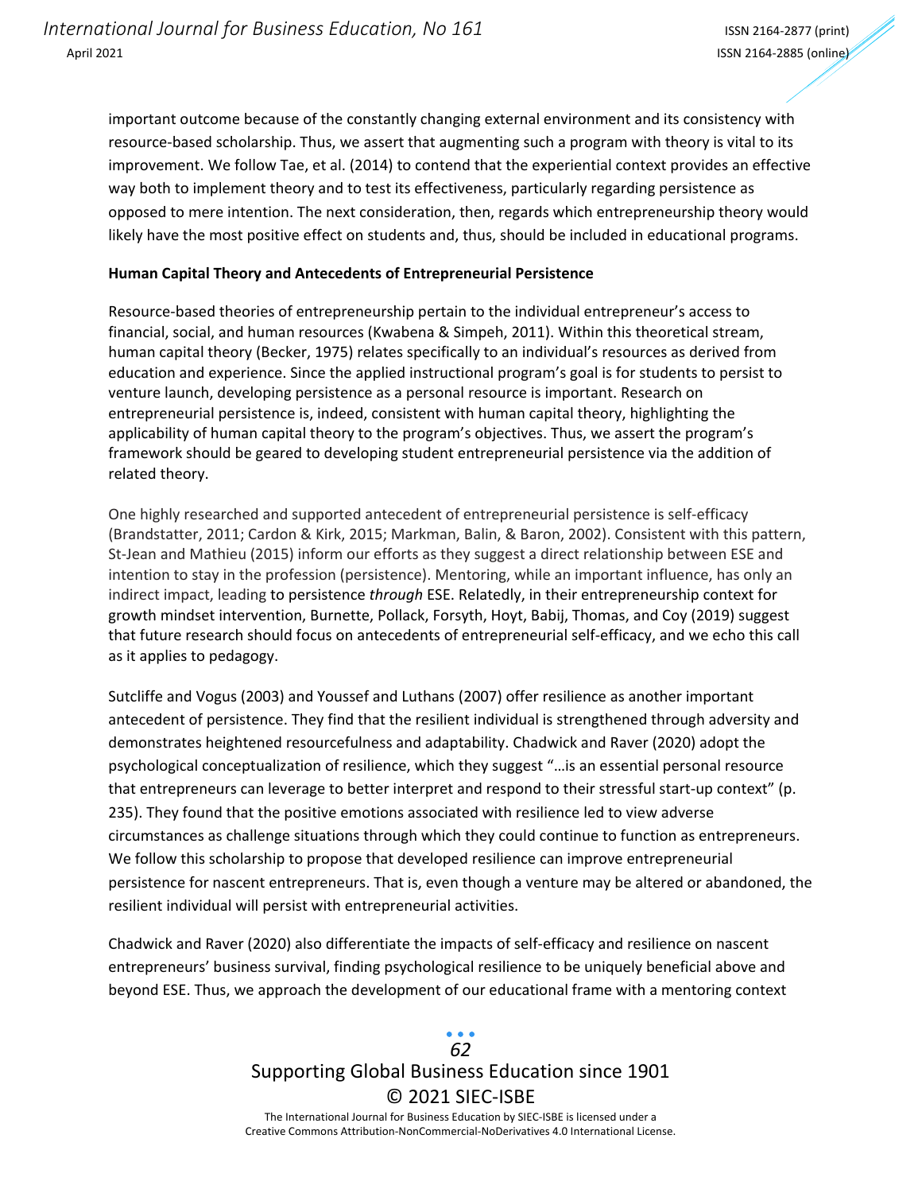important outcome because of the constantly changing external environment and its consistency with resource-based scholarship. Thus, we assert that augmenting such a program with theory is vital to its improvement. We follow Tae, et al. (2014) to contend that the experiential context provides an effective way both to implement theory and to test its effectiveness, particularly regarding persistence as opposed to mere intention. The next consideration, then, regards which entrepreneurship theory would likely have the most positive effect on students and, thus, should be included in educational programs.

**Human Capital Theory and Antecedents of Entrepreneurial Persistence**

Resource-based theories of entrepreneurship pertain to the individual entrepreneur's access to financial, social, and human resources (Kwabena & Simpeh, 2011). Within this theoretical stream, human capital theory (Becker, 1975) relates specifically to an individual's resources as derived from education and experience. Since the applied instructional program's goal is for students to persist to venture launch, developing persistence as a personal resource is important. Research on entrepreneurial persistence is, indeed, consistent with human capital theory, highlighting the applicability of human capital theory to the program's objectives. Thus, we assert the program's framework should be geared to developing student entrepreneurial persistence via the addition of related theory.

One highly researched and supported antecedent of entrepreneurial persistence is self-efficacy (Brandstatter, 2011; Cardon & Kirk, 2015; Markman, Balin, & Baron, 2002). Consistent with this pattern, St-Jean and Mathieu (2015) inform our efforts as they suggest a direct relationship between ESE and intention to stay in the profession (persistence). Mentoring, while an important influence, has only an indirect impact, leading to persistence *through* ESE. Relatedly, in their entrepreneurship context for growth mindset intervention, Burnette, Pollack, Forsyth, Hoyt, Babij, Thomas, and Coy (2019) suggest that future research should focus on antecedents of entrepreneurial self-efficacy, and we echo this call as it applies to pedagogy.

Sutcliffe and Vogus (2003) and Youssef and Luthans (2007) offer resilience as another important antecedent of persistence. They find that the resilient individual is strengthened through adversity and demonstrates heightened resourcefulness and adaptability. Chadwick and Raver (2020) adopt the psychological conceptualization of resilience, which they suggest "…is an essential personal resource that entrepreneurs can leverage to better interpret and respond to their stressful start-up context" (p. 235). They found that the positive emotions associated with resilience led to view adverse circumstances as challenge situations through which they could continue to function as entrepreneurs. We follow this scholarship to propose that developed resilience can improve entrepreneurial persistence for nascent entrepreneurs. That is, even though a venture may be altered or abandoned, the resilient individual will persist with entrepreneurial activities.

Chadwick and Raver (2020) also differentiate the impacts of self-efficacy and resilience on nascent entrepreneurs' business survival, finding psychological resilience to be uniquely beneficial above and beyond ESE. Thus, we approach the development of our educational frame with a mentoring context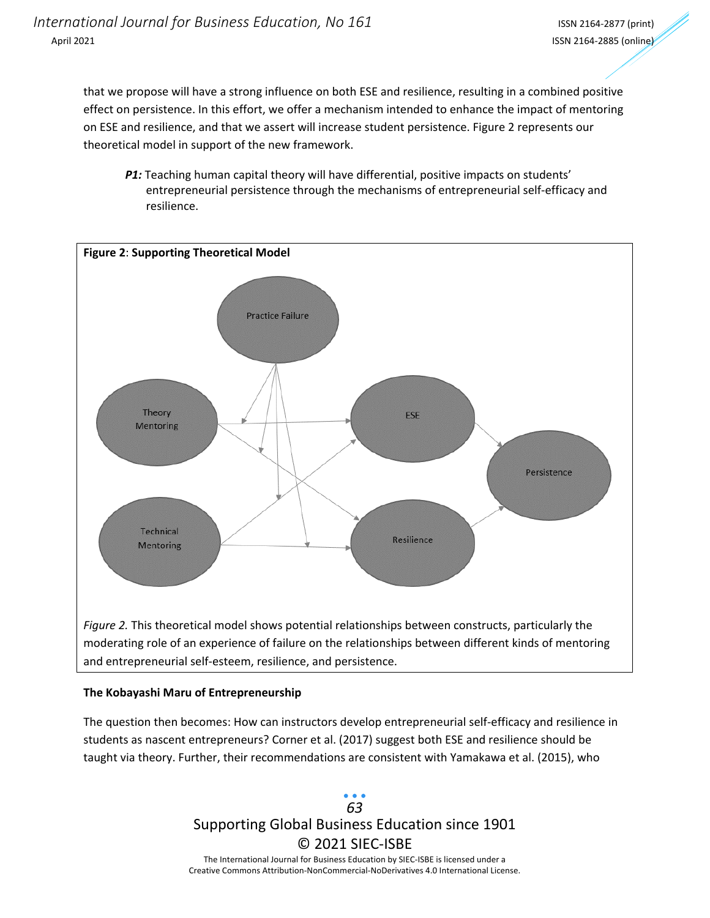that we propose will have a strong influence on both ESE and resilience, resulting in a combined positive effect on persistence. In this effort, we offer a mechanism intended to enhance the impact of mentoring on ESE and resilience, and that we assert will increase student persistence. Figure 2 represents our theoretical model in support of the new framework.

> ***P1:*** Teaching human capital theory will have differential, positive impacts on students' entrepreneurial persistence through the mechanisms of entrepreneurial self-efficacy and resilience.

**Figure 2**: **Supporting Theoretical Model**

Practice Failure

Theory Mentoring

ESE

Persistence

Technical Mentoring

Resilience

*Figure 2.* This theoretical model shows potential relationships between constructs, particularly the moderating role of an experience of failure on the relationships between different kinds of mentoring and entrepreneurial self-esteem, resilience, and persistence.

**The Kobayashi Maru of Entrepreneurship**

The question then becomes: How can instructors develop entrepreneurial self-efficacy and resilience in students as nascent entrepreneurs? Corner et al. (2017) suggest both ESE and resilience should be taught via theory. Further, their recommendations are consistent with Yamakawa et al. (2015), who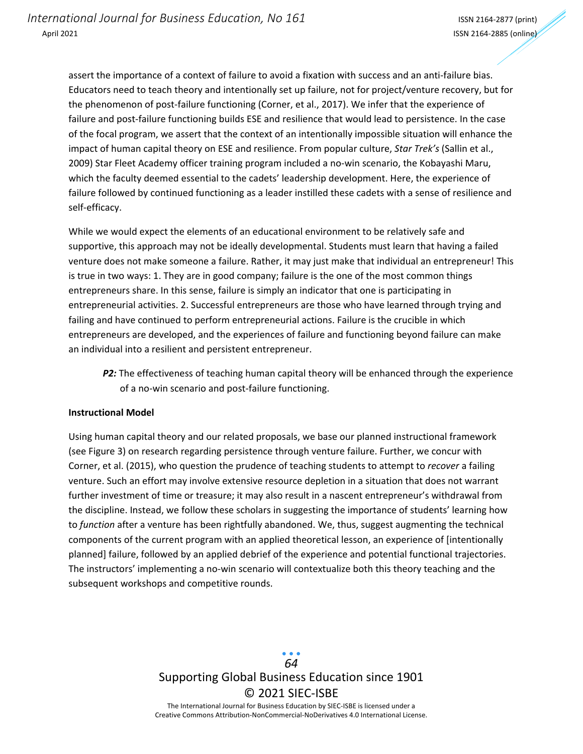assert the importance of a context of failure to avoid a fixation with success and an anti-failure bias. Educators need to teach theory and intentionally set up failure, not for project/venture recovery, but for the phenomenon of post-failure functioning (Corner, et al., 2017). We infer that the experience of failure and post-failure functioning builds ESE and resilience that would lead to persistence. In the case of the focal program, we assert that the context of an intentionally impossible situation will enhance the impact of human capital theory on ESE and resilience. From popular culture, *Star Trek's* (Sallin et al., 2009) Star Fleet Academy officer training program included a no-win scenario, the Kobayashi Maru, which the faculty deemed essential to the cadets' leadership development. Here, the experience of failure followed by continued functioning as a leader instilled these cadets with a sense of resilience and self-efficacy.

While we would expect the elements of an educational environment to be relatively safe and supportive, this approach may not be ideally developmental. Students must learn that having a failed venture does not make someone a failure. Rather, it may just make that individual an entrepreneur! This is true in two ways: 1. They are in good company; failure is the one of the most common things entrepreneurs share. In this sense, failure is simply an indicator that one is participating in entrepreneurial activities. 2. Successful entrepreneurs are those who have learned through trying and failing and have continued to perform entrepreneurial actions. Failure is the crucible in which entrepreneurs are developed, and the experiences of failure and functioning beyond failure can make an individual into a resilient and persistent entrepreneur.

> ***P2:*** The effectiveness of teaching human capital theory will be enhanced through the experience of a no-win scenario and post-failure functioning.

**Instructional Model**

Using human capital theory and our related proposals, we base our planned instructional framework (see Figure 3) on research regarding persistence through venture failure. Further, we concur with Corner, et al. (2015), who question the prudence of teaching students to attempt to *recover* a failing venture. Such an effort may involve extensive resource depletion in a situation that does not warrant further investment of time or treasure; it may also result in a nascent entrepreneur's withdrawal from the discipline. Instead, we follow these scholars in suggesting the importance of students' learning how to *function* after a venture has been rightfully abandoned. We, thus, suggest augmenting the technical components of the current program with an applied theoretical lesson, an experience of [intentionally planned] failure, followed by an applied debrief of the experience and potential functional trajectories. The instructors' implementing a no-win scenario will contextualize both this theory teaching and the subsequent workshops and competitive rounds.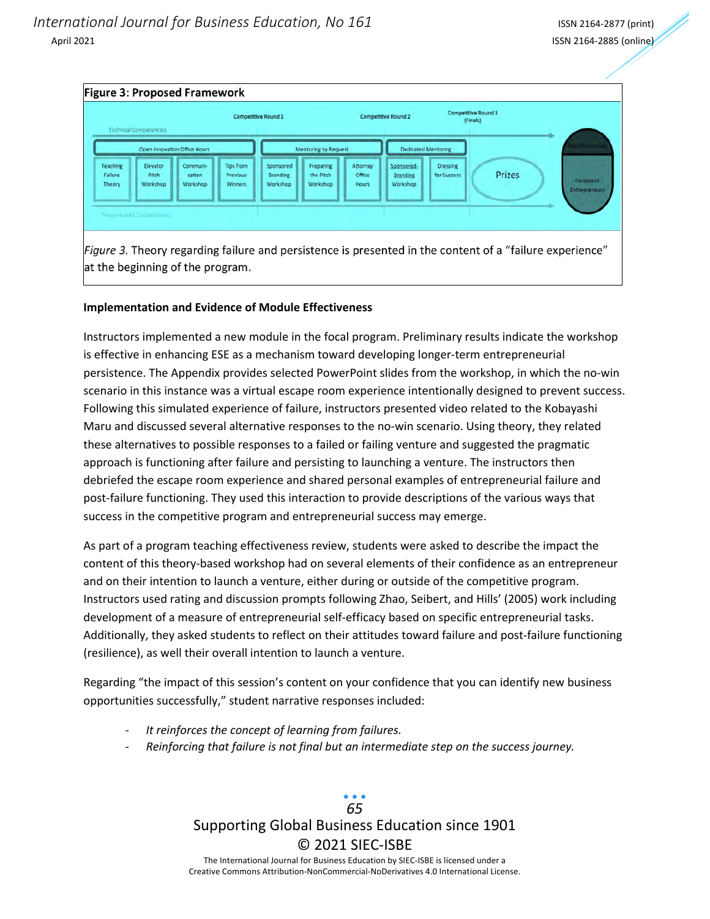**Figure 3: Proposed Framework**

Competitive Round 1

Competitive Round 2

Competitive Round 3 (Finals)

Technical Competencies

Open Innovation Office Hours

Mentoring by Request

Dedicated Mentoring

Teaching Failure Theory

Elevator Pitch Workshop

Communication Workshop

Tips from Previous Winners

Sponsored Branding Workshop

Preparing the Pitch Workshop

Attorney Office Hours

Sponsored-Branding Workshop

Dressing for Success

Prizes

Persistent Entrepreneurs

Theory-based Competencies

*Figure 3.* Theory regarding failure and persistence is presented in the content of a "failure experience" at the beginning of the program.

**Implementation and Evidence of Module Effectiveness**

Instructors implemented a new module in the focal program. Preliminary results indicate the workshop is effective in enhancing ESE as a mechanism toward developing longer-term entrepreneurial persistence. The Appendix provides selected PowerPoint slides from the workshop, in which the no-win scenario in this instance was a virtual escape room experience intentionally designed to prevent success. Following this simulated experience of failure, instructors presented video related to the Kobayashi Maru and discussed several alternative responses to the no-win scenario. Using theory, they related these alternatives to possible responses to a failed or failing venture and suggested the pragmatic approach is functioning after failure and persisting to launching a venture. The instructors then debriefed the escape room experience and shared personal examples of entrepreneurial failure and post-failure functioning. They used this interaction to provide descriptions of the various ways that success in the competitive program and entrepreneurial success may emerge.

As part of a program teaching effectiveness review, students were asked to describe the impact the content of this theory-based workshop had on several elements of their confidence as an entrepreneur and on their intention to launch a venture, either during or outside of the competitive program. Instructors used rating and discussion prompts following Zhao, Seibert, and Hills' (2005) work including development of a measure of entrepreneurial self-efficacy based on specific entrepreneurial tasks. Additionally, they asked students to reflect on their attitudes toward failure and post-failure functioning (resilience), as well their overall intention to launch a venture.

Regarding "the impact of this session's content on your confidence that you can identify new business opportunities successfully," student narrative responses included:

- *It reinforces the concept of learning from failures.*
- *Reinforcing that failure is not final but an intermediate step on the success journey.*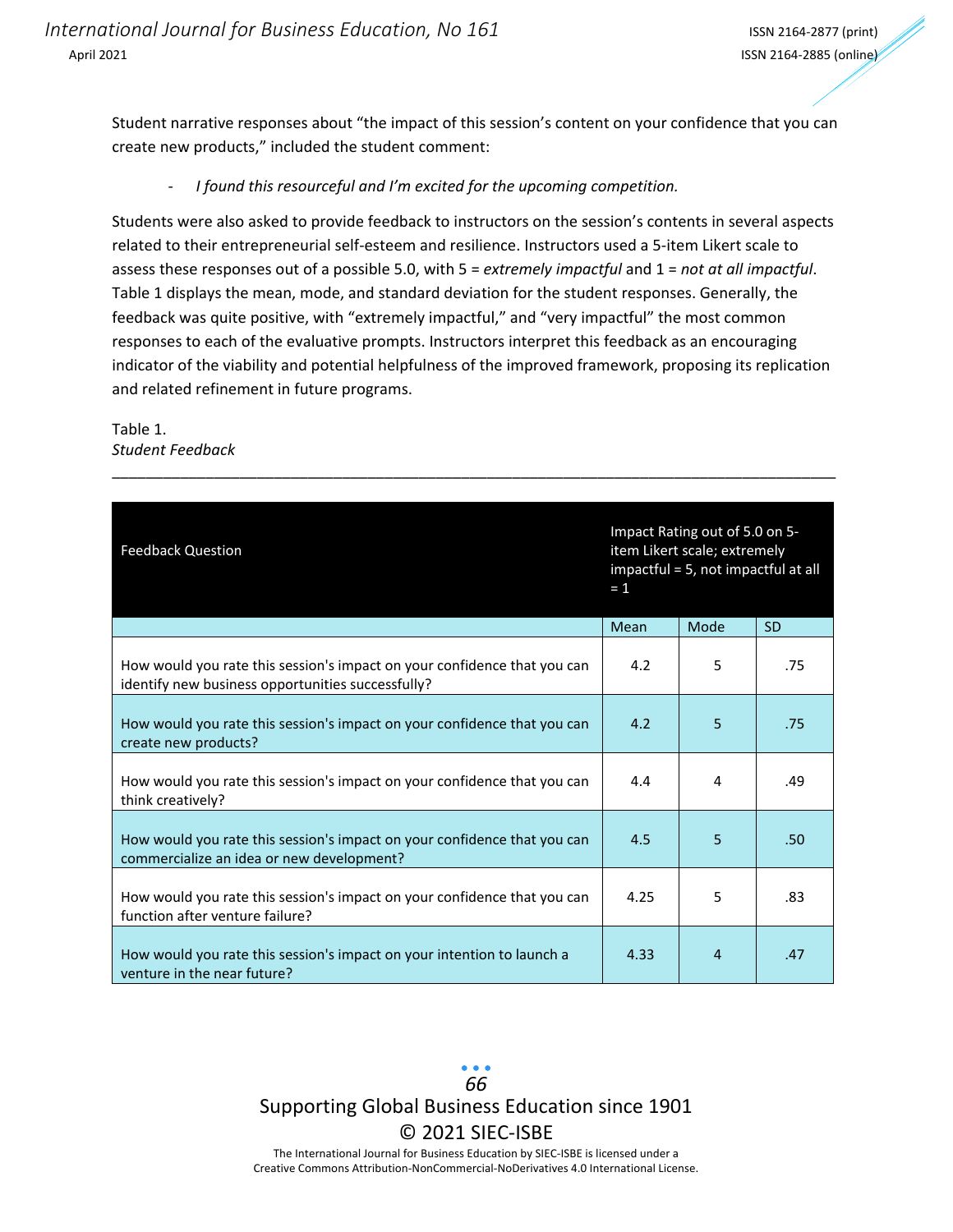Student narrative responses about "the impact of this session's content on your confidence that you can create new products," included the student comment:

- *I found this resourceful and I'm excited for the upcoming competition.*

Students were also asked to provide feedback to instructors on the session's contents in several aspects related to their entrepreneurial self-esteem and resilience. Instructors used a 5-item Likert scale to assess these responses out of a possible 5.0, with 5 = *extremely impactful* and 1 = *not at all impactful*. Table 1 displays the mean, mode, and standard deviation for the student responses. Generally, the feedback was quite positive, with "extremely impactful," and "very impactful" the most common responses to each of the evaluative prompts. Instructors interpret this feedback as an encouraging indicator of the viability and potential helpfulness of the improved framework, proposing its replication and related refinement in future programs.

Table 1.
*Student Feedback*

| Feedback Question | Impact Rating out of 5.0 on 5-item Likert scale; extremely impactful = 5, not impactful at all = 1 | | |
|---|---|---|---|
| | Mean | Mode | SD |
| How would you rate this session's impact on your confidence that you can identify new business opportunities successfully? | 4.2 | 5 | .75 |
| How would you rate this session's impact on your confidence that you can create new products? | 4.2 | 5 | .75 |
| How would you rate this session's impact on your confidence that you can think creatively? | 4.4 | 4 | .49 |
| How would you rate this session's impact on your confidence that you can commercialize an idea or new development? | 4.5 | 5 | .50 |
| How would you rate this session's impact on your confidence that you can function after venture failure? | 4.25 | 5 | .83 |
| How would you rate this session's impact on your intention to launch a venture in the near future? | 4.33 | 4 | .47 |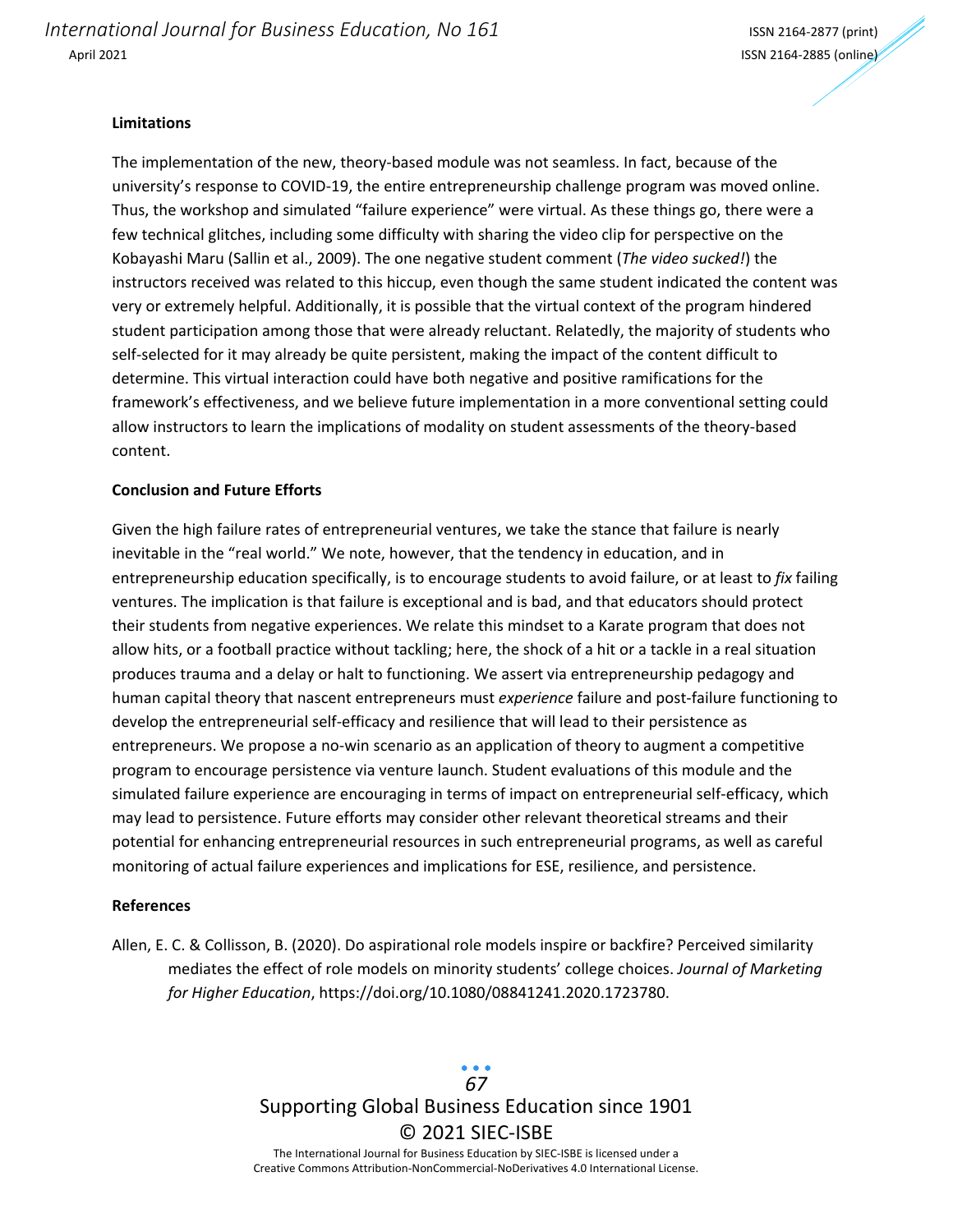**Limitations**

The implementation of the new, theory-based module was not seamless. In fact, because of the university's response to COVID-19, the entire entrepreneurship challenge program was moved online. Thus, the workshop and simulated "failure experience" were virtual. As these things go, there were a few technical glitches, including some difficulty with sharing the video clip for perspective on the Kobayashi Maru (Sallin et al., 2009). The one negative student comment (*The video sucked!*) the instructors received was related to this hiccup, even though the same student indicated the content was very or extremely helpful. Additionally, it is possible that the virtual context of the program hindered student participation among those that were already reluctant. Relatedly, the majority of students who self-selected for it may already be quite persistent, making the impact of the content difficult to determine. This virtual interaction could have both negative and positive ramifications for the framework's effectiveness, and we believe future implementation in a more conventional setting could allow instructors to learn the implications of modality on student assessments of the theory-based content.

**Conclusion and Future Efforts**

Given the high failure rates of entrepreneurial ventures, we take the stance that failure is nearly inevitable in the "real world." We note, however, that the tendency in education, and in entrepreneurship education specifically, is to encourage students to avoid failure, or at least to *fix* failing ventures. The implication is that failure is exceptional and is bad, and that educators should protect their students from negative experiences. We relate this mindset to a Karate program that does not allow hits, or a football practice without tackling; here, the shock of a hit or a tackle in a real situation produces trauma and a delay or halt to functioning. We assert via entrepreneurship pedagogy and human capital theory that nascent entrepreneurs must *experience* failure and post-failure functioning to develop the entrepreneurial self-efficacy and resilience that will lead to their persistence as entrepreneurs. We propose a no-win scenario as an application of theory to augment a competitive program to encourage persistence via venture launch. Student evaluations of this module and the simulated failure experience are encouraging in terms of impact on entrepreneurial self-efficacy, which may lead to persistence. Future efforts may consider other relevant theoretical streams and their potential for enhancing entrepreneurial resources in such entrepreneurial programs, as well as careful monitoring of actual failure experiences and implications for ESE, resilience, and persistence.

**References**

Allen, E. C. & Collisson, B. (2020). Do aspirational role models inspire or backfire? Perceived similarity mediates the effect of role models on minority students' college choices. *Journal of Marketing for Higher Education*, https://doi.org/10.1080/08841241.2020.1723780.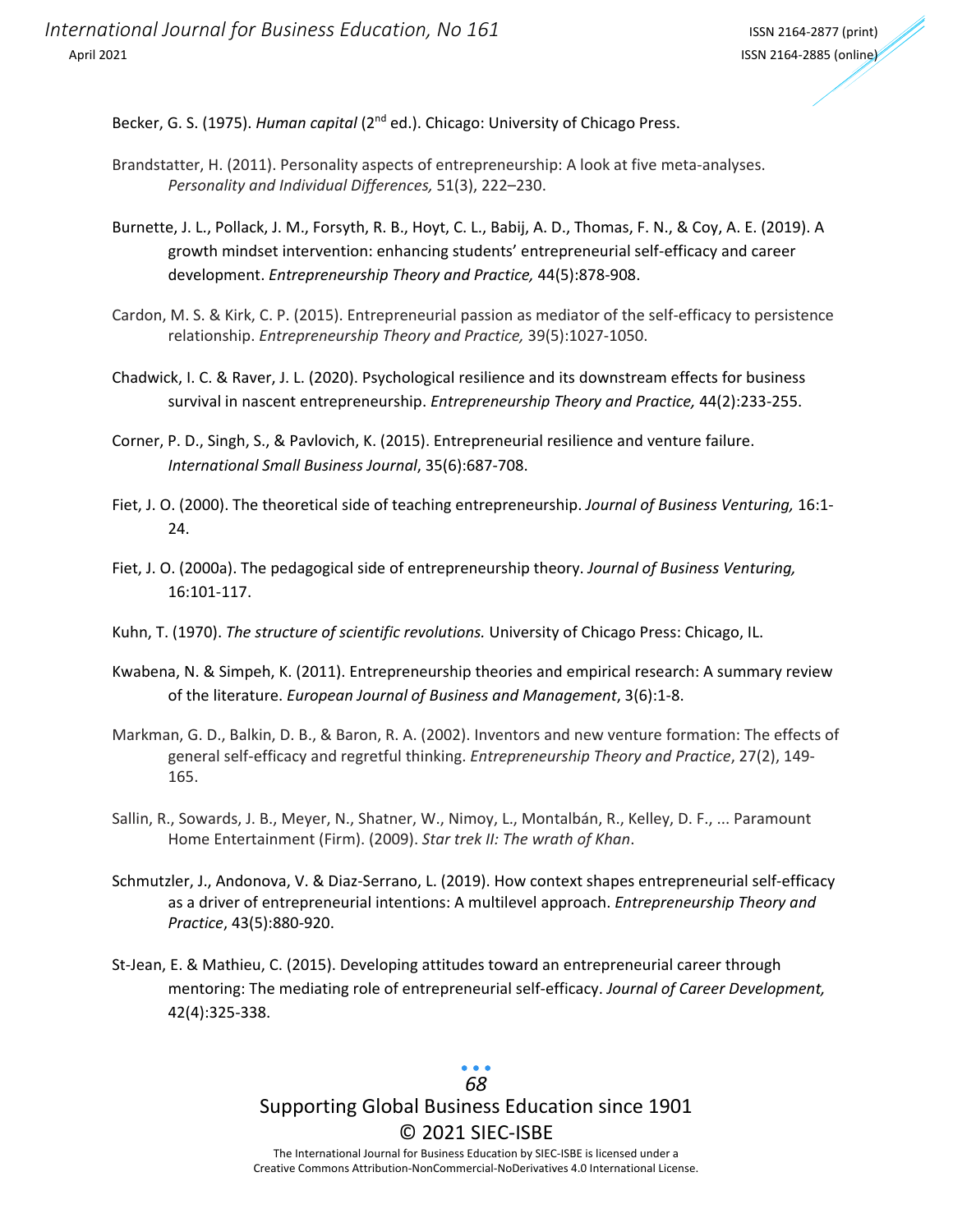Becker, G. S. (1975). *Human capital* (2nd ed.). Chicago: University of Chicago Press.

Brandstatter, H. (2011). Personality aspects of entrepreneurship: A look at five meta-analyses. *Personality and Individual Differences,* 51(3), 222–230.

Burnette, J. L., Pollack, J. M., Forsyth, R. B., Hoyt, C. L., Babij, A. D., Thomas, F. N., & Coy, A. E. (2019). A growth mindset intervention: enhancing students' entrepreneurial self-efficacy and career development. *Entrepreneurship Theory and Practice,* 44(5):878-908.

Cardon, M. S. & Kirk, C. P. (2015). Entrepreneurial passion as mediator of the self-efficacy to persistence relationship. *Entrepreneurship Theory and Practice,* 39(5):1027-1050.

Chadwick, I. C. & Raver, J. L. (2020). Psychological resilience and its downstream effects for business survival in nascent entrepreneurship. *Entrepreneurship Theory and Practice,* 44(2):233-255.

Corner, P. D., Singh, S., & Pavlovich, K. (2015). Entrepreneurial resilience and venture failure. *International Small Business Journal*, 35(6):687-708.

Fiet, J. O. (2000). The theoretical side of teaching entrepreneurship. *Journal of Business Venturing,* 16:1-24.

Fiet, J. O. (2000a). The pedagogical side of entrepreneurship theory. *Journal of Business Venturing,* 16:101-117.

Kuhn, T. (1970). *The structure of scientific revolutions.* University of Chicago Press: Chicago, IL.

Kwabena, N. & Simpeh, K. (2011). Entrepreneurship theories and empirical research: A summary review of the literature. *European Journal of Business and Management*, 3(6):1-8.

Markman, G. D., Balkin, D. B., & Baron, R. A. (2002). Inventors and new venture formation: The effects of general self-efficacy and regretful thinking. *Entrepreneurship Theory and Practice*, 27(2), 149-165.

Sallin, R., Sowards, J. B., Meyer, N., Shatner, W., Nimoy, L., Montalbán, R., Kelley, D. F., ... Paramount Home Entertainment (Firm). (2009). *Star trek II: The wrath of Khan*.

Schmutzler, J., Andonova, V. & Diaz-Serrano, L. (2019). How context shapes entrepreneurial self-efficacy as a driver of entrepreneurial intentions: A multilevel approach. *Entrepreneurship Theory and Practice*, 43(5):880-920.

St-Jean, E. & Mathieu, C. (2015). Developing attitudes toward an entrepreneurial career through mentoring: The mediating role of entrepreneurial self-efficacy. *Journal of Career Development,* 42(4):325-338.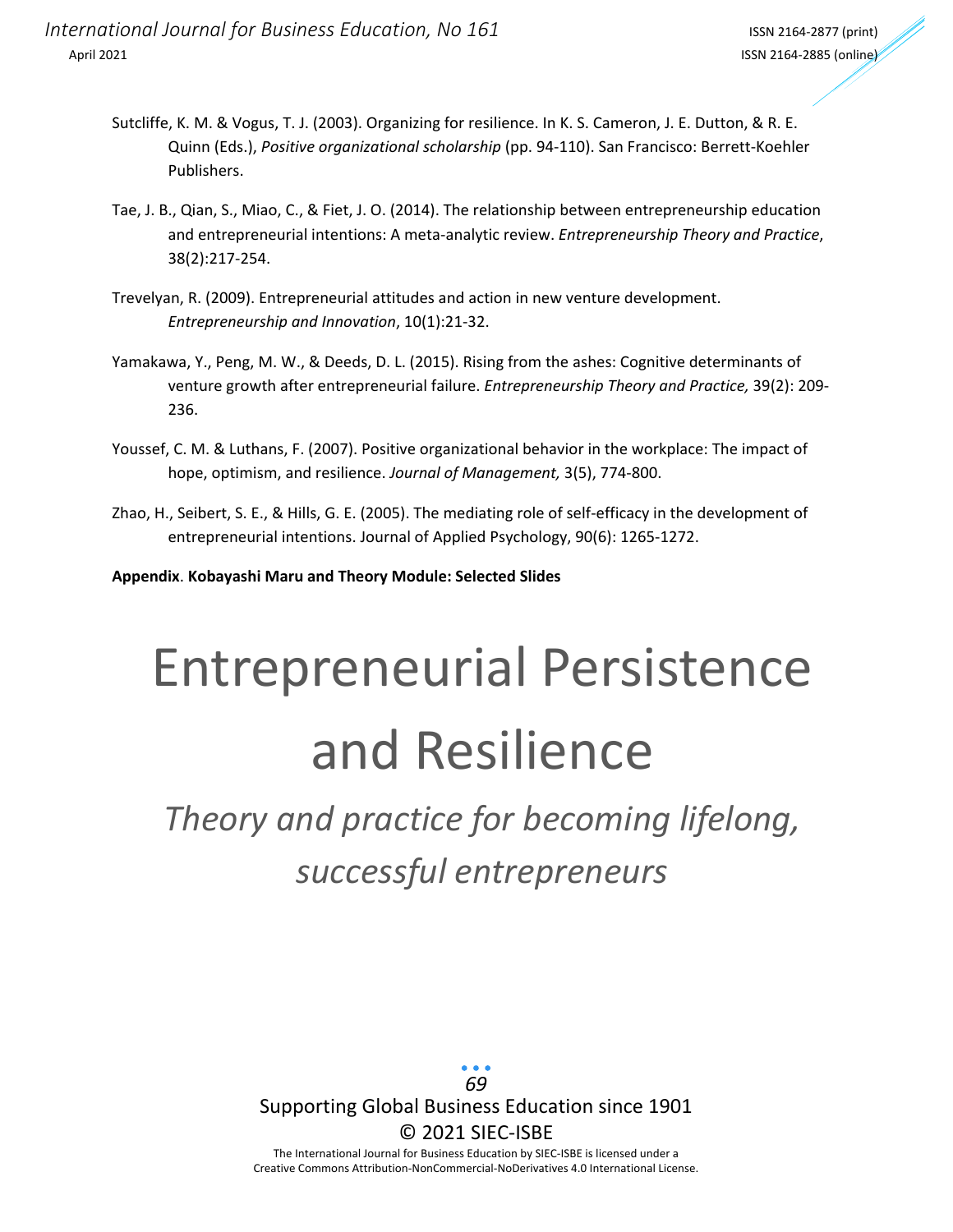Sutcliffe, K. M. & Vogus, T. J. (2003). Organizing for resilience. In K. S. Cameron, J. E. Dutton, & R. E. Quinn (Eds.), *Positive organizational scholarship* (pp. 94-110). San Francisco: Berrett-Koehler Publishers.

Tae, J. B., Qian, S., Miao, C., & Fiet, J. O. (2014). The relationship between entrepreneurship education and entrepreneurial intentions: A meta-analytic review. *Entrepreneurship Theory and Practice*, 38(2):217-254.

Trevelyan, R. (2009). Entrepreneurial attitudes and action in new venture development. *Entrepreneurship and Innovation*, 10(1):21-32.

Yamakawa, Y., Peng, M. W., & Deeds, D. L. (2015). Rising from the ashes: Cognitive determinants of venture growth after entrepreneurial failure. *Entrepreneurship Theory and Practice,* 39(2): 209-236.

Youssef, C. M. & Luthans, F. (2007). Positive organizational behavior in the workplace: The impact of hope, optimism, and resilience. *Journal of Management,* 3(5), 774-800.

Zhao, H., Seibert, S. E., & Hills, G. E. (2005). The mediating role of self-efficacy in the development of entrepreneurial intentions. Journal of Applied Psychology, 90(6): 1265-1272.

**Appendix**. **Kobayashi Maru and Theory Module: Selected Slides**

# Entrepreneurial Persistence and Resilience

*Theory and practice for becoming lifelong, successful entrepreneurs*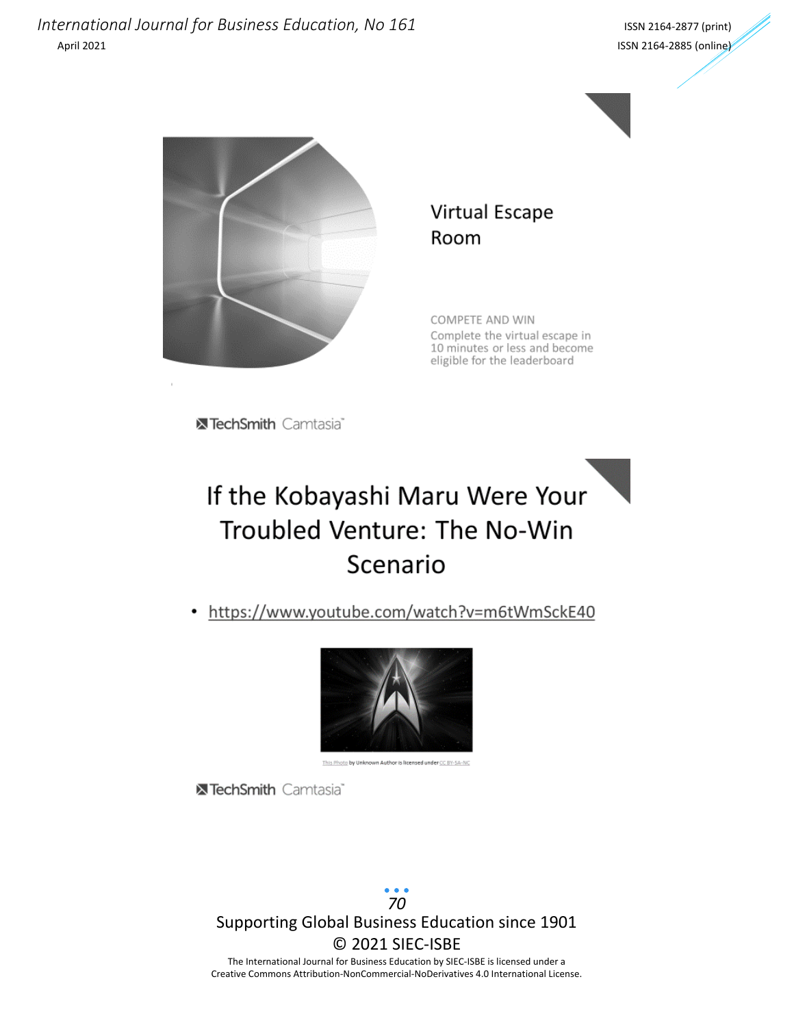Virtual Escape Room

COMPETE AND WIN

Complete the virtual escape in 10 minutes or less and become eligible for the leaderboard

TechSmith Camtasia

## If the Kobayashi Maru Were Your Troubled Venture: The No-Win Scenario

- https://www.youtube.com/watch?v=m6tWmSckE40

This Photo by Unknown Author is licensed under CC BY-SA-NC

TechSmith Camtasia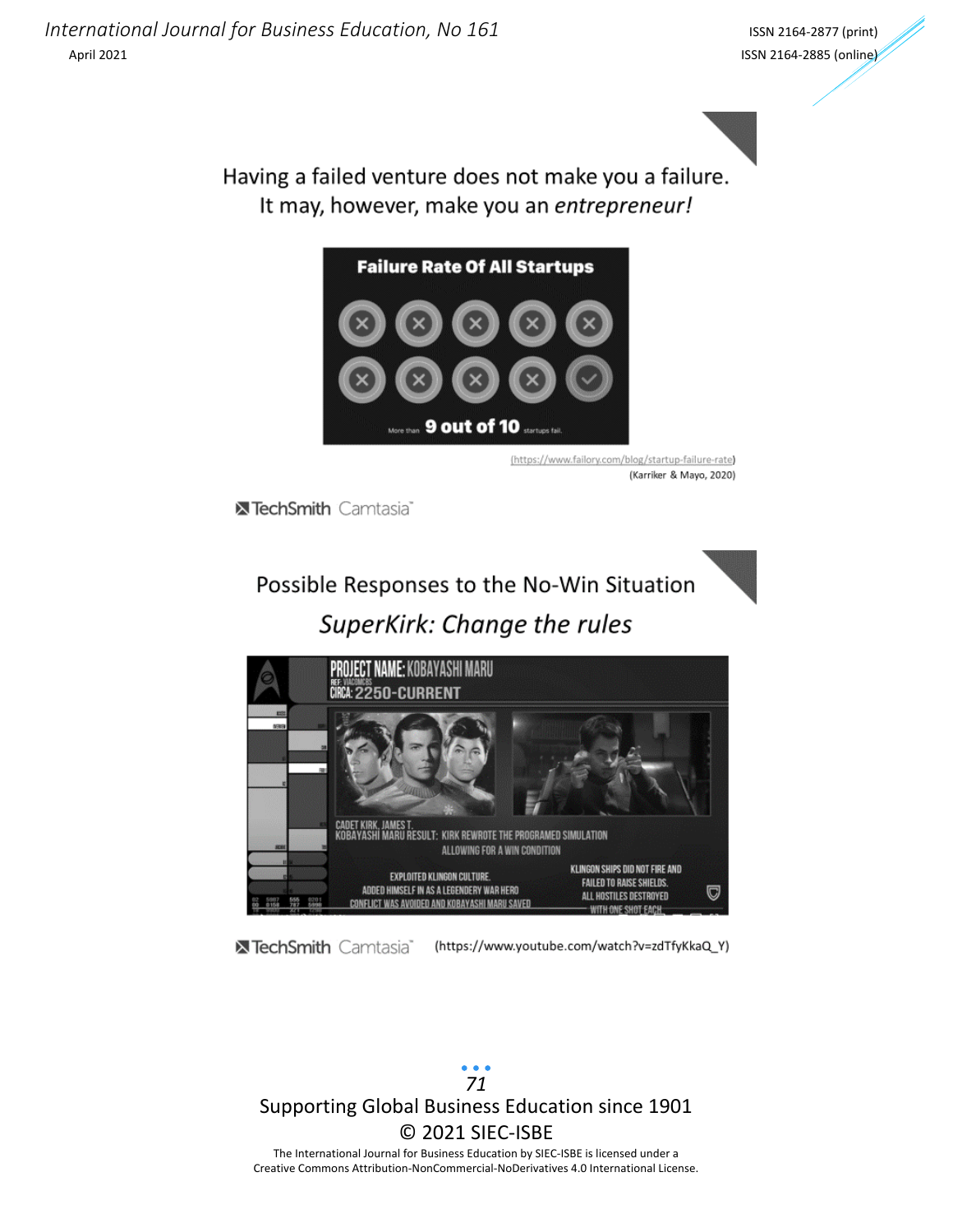Having a failed venture does not make you a failure.
It may, however, make you an *entrepreneur!*

**Failure Rate Of All Startups**

More than **9 out of 10** startups fail.

(https://www.failory.com/blog/startup-failure-rate)
(Karriker & Mayo, 2020)

TechSmith Camtasia

Possible Responses to the No-Win Situation

*SuperKirk: Change the rules*

PROJECT NAME: KOBAYASHI MARU
REF: VIACOMCBS
CIRCA: 2250-CURRENT

CADET KIRK, JAMES T.
KOBAYASHI MARU RESULT: KIRK REWROTE THE PROGRAMED SIMULATION ALLOWING FOR A WIN CONDITION

EXPLOITED KLINGON CULTURE.
ADDED HIMSELF IN AS A LEGENDERY WAR HERO
CONFLICT WAS AVOIDED AND KOBAYASHI MARU SAVED

KLINGON SHIPS DID NOT FIRE AND FAILED TO RAISE SHIELDS.
ALL HOSTILES DESTROYED WITH ONE SHOT EACH.

TechSmith Camtasia (https://www.youtube.com/watch?v=zdTfyKkaQ_Y)

Supporting Global Business Education since 1901
© 2021 SIEC-ISBE
The International Journal for Business Education by SIEC-ISBE is licensed under a Creative Commons Attribution-NonCommercial-NoDerivatives 4.0 International License.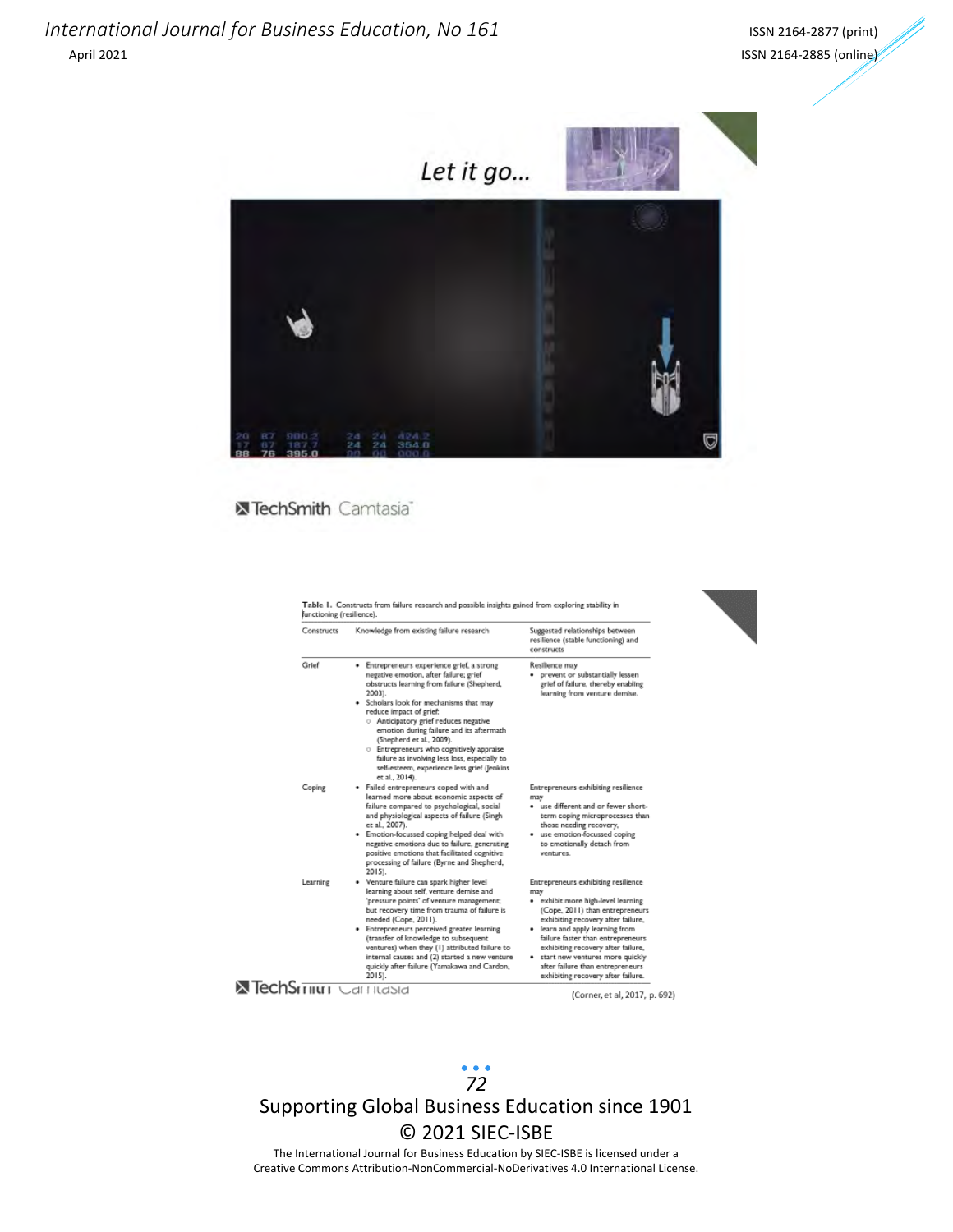Let it go…

TechSmith Camtasia

**Table 1.** Constructs from failure research and possible insights gained from exploring stability in functioning (resilience).

| Constructs | Knowledge from existing failure research | Suggested relationships between resilience (stable functioning) and constructs |
|---|---|---|
| Grief | • Entrepreneurs experience grief, a strong negative emotion, after failure; grief obstructs learning from failure (Shepherd, 2003). • Scholars look for mechanisms that may reduce impact of grief: ○ Anticipatory grief reduces negative emotion during failure and its aftermath (Shepherd et al., 2009). ○ Entrepreneurs who cognitively appraise failure as involving less loss, especially to self-esteem, experience less grief (Jenkins et al., 2014). | Resilience may • prevent or substantially lessen grief of failure, thereby enabling learning from venture demise. |
| Coping | • Failed entrepreneurs coped with and learned more about economic aspects of failure compared to psychological, social and physiological aspects of failure (Singh et al., 2007). • Emotion-focussed coping helped deal with negative emotions due to failure, generating positive emotions that facilitated cognitive processing of failure (Byrne and Shepherd, 2015). | Entrepreneurs exhibiting resilience may • use different and or fewer short-term coping microprocesses than those needing recovery. • use emotion-focussed coping to emotionally detach from ventures. |
| Learning | • Venture failure can spark higher level learning about self, venture demise and 'pressure points' of venture management; but recovery time from trauma of failure is needed (Cope, 2011). • Entrepreneurs perceived greater learning (transfer of knowledge to subsequent ventures) when they (1) attributed failure to internal causes and (2) started a new venture quickly after failure (Yamakawa and Cardon, 2015). | Entrepreneurs exhibiting resilience may • exhibit more high-level learning (Cope, 2011) than entrepreneurs exhibiting recovery after failure. • learn and apply learning from failure faster than entrepreneurs exhibiting recovery after failure. • start new ventures more quickly after failure than entrepreneurs exhibiting recovery after failure. |

(Corner, et al, 2017, p. 692)

TechSmith Camtasia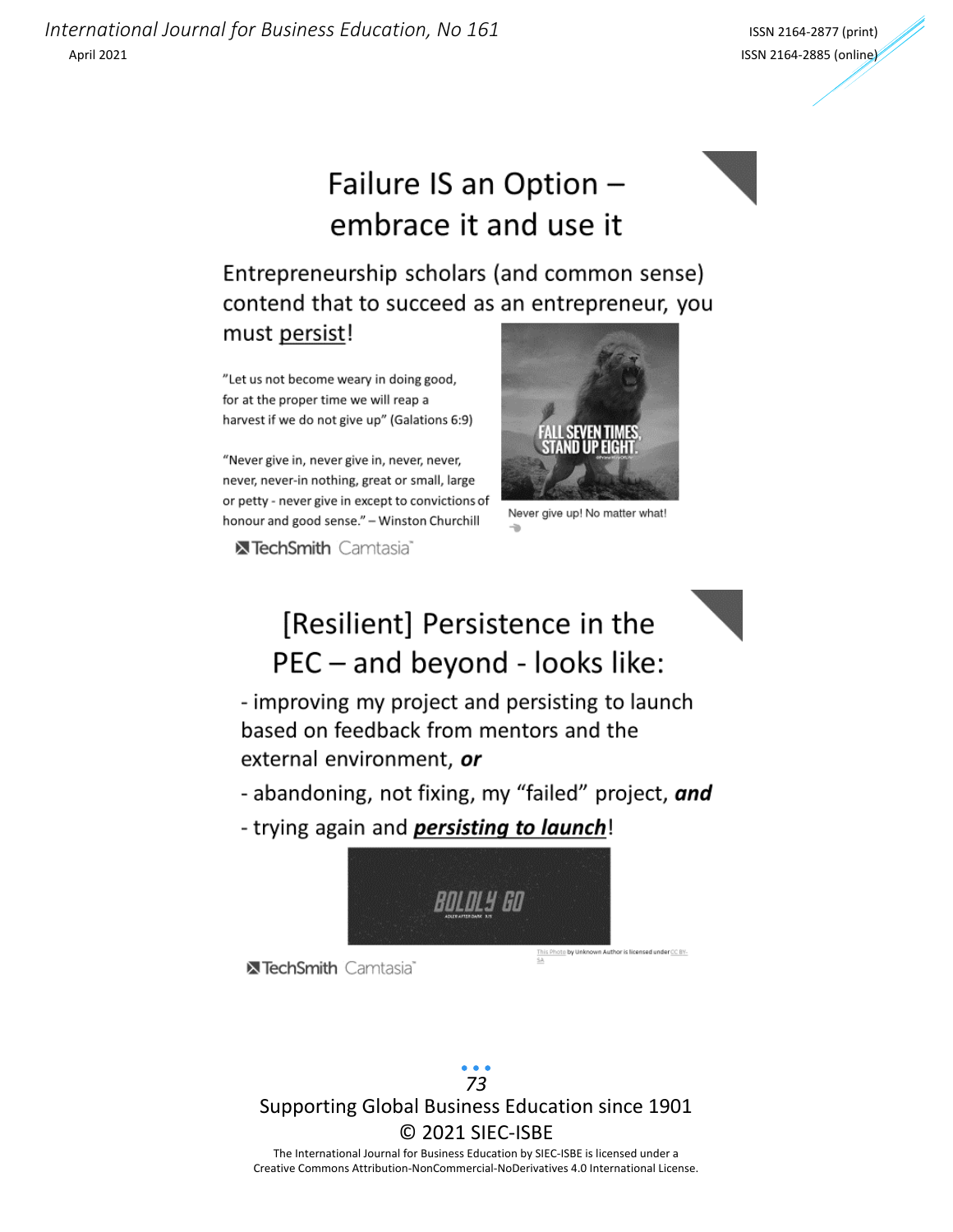## Failure IS an Option – embrace it and use it

Entrepreneurship scholars (and common sense) contend that to succeed as an entrepreneur, you must persist!

"Let us not become weary in doing good, for at the proper time we will reap a harvest if we do not give up" (Galations 6:9)

"Never give in, never give in, never, never, never, never-in nothing, great or small, large or petty - never give in except to convictions of honour and good sense." – Winston Churchill

FALL SEVEN TIMES, STAND UP EIGHT.

Never give up! No matter what!

TechSmith Camtasia

## [Resilient] Persistence in the PEC – and beyond - looks like:

- improving my project and persisting to launch based on feedback from mentors and the external environment, ***or***
- abandoning, not fixing, my "failed" project, ***and***
- trying again and ***persisting to launch***!

BOLDLY GO

This Photo by Unknown Author is licensed under CC BY-SA

TechSmith Camtasia